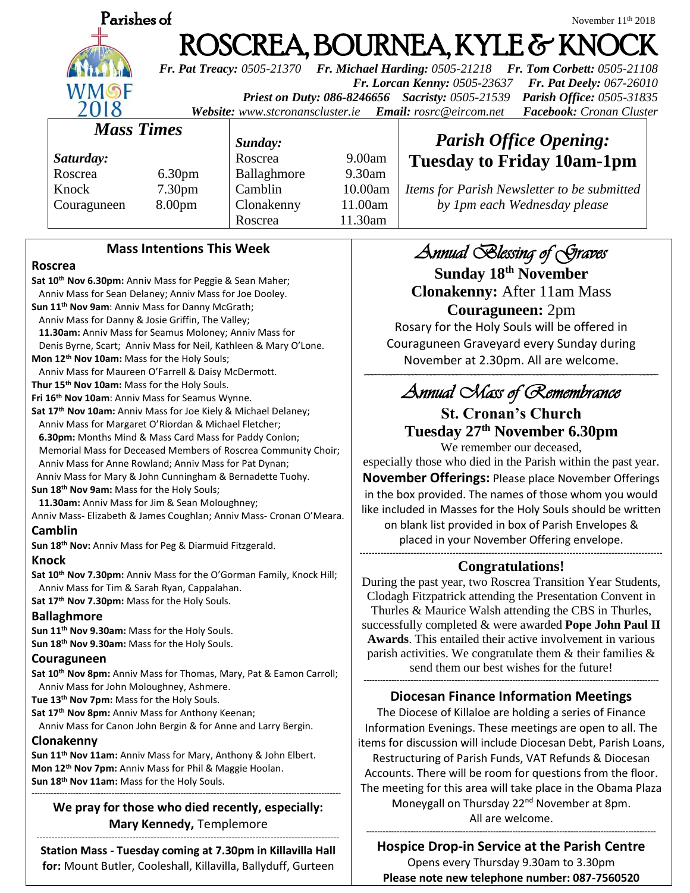Parishes of

# ROSCREA, BOURNEA, KYLE & KNOCK

November 11th 2018

WMOF 2018

***Fr. Pat Treacy:*** *0505-21370* ***Fr. Michael Harding:*** *0505-21218* ***Fr. Tom Corbett:*** *0505-21108*
***Fr. Lorcan Kenny:*** *0505-23637* ***Fr. Pat Deely:*** *067-26010*
***Priest on Duty: 086-8246656*** ***Sacristy:*** *0505-21539* ***Parish Office:*** *0505-31835*
***Website:*** *www.stcronanscluster.ie* ***Email:*** *rosrc@eircom.net* ***Facebook:*** *Cronan Cluster*

## *Mass Times*

| *Saturday:* | | *Sunday:* | |
|---|---|---|---|
| Roscrea | 6.30pm | Roscrea | 9.00am |
| Knock | 7.30pm | Ballaghmore | 9.30am |
| Couraguneen | 8.00pm | Camblin | 10.00am |
| | | Clonakenny | 11.00am |
| | | Roscrea | 11.30am |

## *Parish Office Opening:* Tuesday to Friday 10am-1pm

*Items for Parish Newsletter to be submitted by 1pm each Wednesday please*

## Mass Intentions This Week

### Roscrea

**Sat 10th Nov 6.30pm:** Anniv Mass for Peggie & Sean Maher; Anniv Mass for Sean Delaney; Anniv Mass for Joe Dooley.
**Sun 11th Nov 9am**: Anniv Mass for Danny McGrath; Anniv Mass for Danny & Josie Griffin, The Valley;
**11.30am:** Anniv Mass for Seamus Moloney; Anniv Mass for Denis Byrne, Scart; Anniv Mass for Neil, Kathleen & Mary O'Lone.
**Mon 12th Nov 10am:** Mass for the Holy Souls; Anniv Mass for Maureen O'Farrell & Daisy McDermott.
**Thur 15th Nov 10am:** Mass for the Holy Souls.
**Fri 16th Nov 10am**: Anniv Mass for Seamus Wynne.
**Sat 17th Nov 10am:** Anniv Mass for Joe Kiely & Michael Delaney; Anniv Mass for Margaret O'Riordan & Michael Fletcher;
**6.30pm:** Months Mind & Mass Card Mass for Paddy Conlon; Memorial Mass for Deceased Members of Roscrea Community Choir; Anniv Mass for Anne Rowland; Anniv Mass for Pat Dynan; Anniv Mass for Mary & John Cunningham & Bernadette Tuohy.
**Sun 18th Nov 9am:** Mass for the Holy Souls;
**11.30am:** Anniv Mass for Jim & Sean Moloughney; Anniv Mass- Elizabeth & James Coughlan; Anniv Mass- Cronan O'Meara.

### Camblin

**Sun 18th Nov:** Anniv Mass for Peg & Diarmuid Fitzgerald.

### Knock

**Sat 10th Nov 7.30pm:** Anniv Mass for the O'Gorman Family, Knock Hill; Anniv Mass for Tim & Sarah Ryan, Cappalahan.
**Sat 17th Nov 7.30pm:** Mass for the Holy Souls.

### Ballaghmore

**Sun 11th Nov 9.30am:** Mass for the Holy Souls.
**Sun 18th Nov 9.30am:** Mass for the Holy Souls.

### Couraguneen

**Sat 10th Nov 8pm:** Anniv Mass for Thomas, Mary, Pat & Eamon Carroll; Anniv Mass for John Moloughney, Ashmere.
**Tue 13th Nov 7pm:** Mass for the Holy Souls.
**Sat 17th Nov 8pm:** Anniv Mass for Anthony Keenan; Anniv Mass for Canon John Bergin & for Anne and Larry Bergin.

### Clonakenny

**Sun 11th Nov 11am:** Anniv Mass for Mary, Anthony & John Elbert.
**Mon 12th Nov 7pm:** Anniv Mass for Phil & Maggie Hoolan.
**Sun 18th Nov 11am:** Mass for the Holy Souls.

---

**We pray for those who died recently, especially: Mary Kennedy,** Templemore

---

**Station Mass - Tuesday coming at 7.30pm in Killavilla Hall for:** Mount Butler, Cooleshall, Killavilla, Ballyduff, Gurteen

## *Annual Blessing of Graves*

**Sunday 18th November**
**Clonakenny:** After 11am Mass
**Couraguneen:** 2pm

Rosary for the Holy Souls will be offered in Couraguneen Graveyard every Sunday during November at 2.30pm. All are welcome.

---

## *Annual Mass of Remembrance*

**St. Cronan's Church**
**Tuesday 27th November 6.30pm**

We remember our deceased, especially those who died in the Parish within the past year.

**November Offerings:** Please place November Offerings in the box provided. The names of those whom you would like included in Masses for the Holy Souls should be written on blank list provided in box of Parish Envelopes & placed in your November Offering envelope.

---

## Congratulations!

During the past year, two Roscrea Transition Year Students, Clodagh Fitzpatrick attending the Presentation Convent in Thurles & Maurice Walsh attending the CBS in Thurles, successfully completed & were awarded **Pope John Paul II Awards**. This entailed their active involvement in various parish activities. We congratulate them & their families & send them our best wishes for the future!

---

## Diocesan Finance Information Meetings

The Diocese of Killaloe are holding a series of Finance Information Evenings. These meetings are open to all. The items for discussion will include Diocesan Debt, Parish Loans, Restructuring of Parish Funds, VAT Refunds & Diocesan Accounts. There will be room for questions from the floor. The meeting for this area will take place in the Obama Plaza Moneygall on Thursday 22nd November at 8pm. All are welcome.

---

## Hospice Drop-in Service at the Parish Centre

Opens every Thursday 9.30am to 3.30pm
**Please note new telephone number: 087-7560520**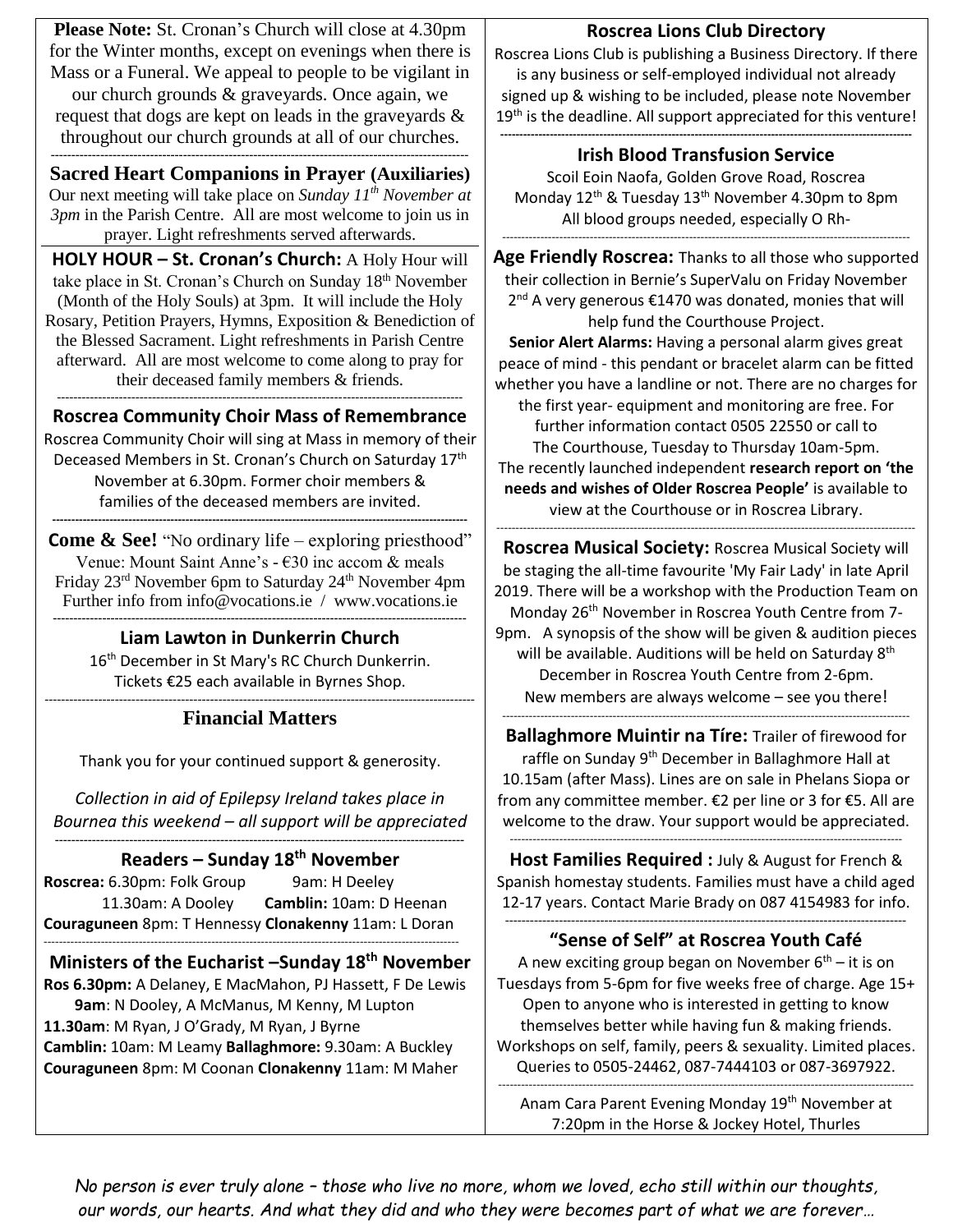**Please Note:** St. Cronan's Church will close at 4.30pm for the Winter months, except on evenings when there is Mass or a Funeral. We appeal to people to be vigilant in our church grounds & graveyards. Once again, we request that dogs are kept on leads in the graveyards & throughout our church grounds at all of our churches.

---

### Sacred Heart Companions in Prayer (Auxiliaries)

Our next meeting will take place on *Sunday 11th November at 3pm* in the Parish Centre. All are most welcome to join us in prayer. Light refreshments served afterwards.

---

**HOLY HOUR – St. Cronan's Church:** A Holy Hour will take place in St. Cronan's Church on Sunday 18th November (Month of the Holy Souls) at 3pm. It will include the Holy Rosary, Petition Prayers, Hymns, Exposition & Benediction of the Blessed Sacrament. Light refreshments in Parish Centre afterward. All are most welcome to come along to pray for their deceased family members & friends.

---

### Roscrea Community Choir Mass of Remembrance

Roscrea Community Choir will sing at Mass in memory of their Deceased Members in St. Cronan's Church on Saturday 17th November at 6.30pm. Former choir members & families of the deceased members are invited.

---

**Come & See!** "No ordinary life – exploring priesthood"
Venue: Mount Saint Anne's - €30 inc accom & meals
Friday 23rd November 6pm to Saturday 24th November 4pm
Further info from info@vocations.ie / www.vocations.ie

---

### Liam Lawton in Dunkerrin Church

16th December in St Mary's RC Church Dunkerrin.
Tickets €25 each available in Byrnes Shop.

---

## Financial Matters

Thank you for your continued support & generosity.

*Collection in aid of Epilepsy Ireland takes place in Bournea this weekend – all support will be appreciated*

---

### Readers – Sunday 18th November

**Roscrea:** 6.30pm: Folk Group 9am: H Deeley
11.30am: A Dooley **Camblin:** 10am: D Heenan
**Couraguneen** 8pm: T Hennessy **Clonakenny** 11am: L Doran

---

### Ministers of the Eucharist –Sunday 18th November

**Ros 6.30pm:** A Delaney, E MacMahon, PJ Hassett, F De Lewis
**9am**: N Dooley, A McManus, M Kenny, M Lupton
**11.30am**: M Ryan, J O'Grady, M Ryan, J Byrne
**Camblin:** 10am: M Leamy **Ballaghmore:** 9.30am: A Buckley
**Couraguneen** 8pm: M Coonan **Clonakenny** 11am: M Maher

---

### Roscrea Lions Club Directory

Roscrea Lions Club is publishing a Business Directory. If there is any business or self-employed individual not already signed up & wishing to be included, please note November 19th is the deadline. All support appreciated for this venture!

---

### Irish Blood Transfusion Service

Scoil Eoin Naofa, Golden Grove Road, Roscrea
Monday 12th & Tuesday 13th November 4.30pm to 8pm
All blood groups needed, especially O Rh-

---

**Age Friendly Roscrea:** Thanks to all those who supported their collection in Bernie's SuperValu on Friday November 2nd A very generous €1470 was donated, monies that will help fund the Courthouse Project.

**Senior Alert Alarms:** Having a personal alarm gives great peace of mind - this pendant or bracelet alarm can be fitted whether you have a landline or not. There are no charges for the first year- equipment and monitoring are free. For further information contact 0505 22550 or call to The Courthouse, Tuesday to Thursday 10am-5pm.
The recently launched independent **research report on 'the needs and wishes of Older Roscrea People'** is available to view at the Courthouse or in Roscrea Library.

---

**Roscrea Musical Society:** Roscrea Musical Society will be staging the all-time favourite 'My Fair Lady' in late April 2019. There will be a workshop with the Production Team on Monday 26th November in Roscrea Youth Centre from 7-9pm. A synopsis of the show will be given & audition pieces will be available. Auditions will be held on Saturday 8th December in Roscrea Youth Centre from 2-6pm.
New members are always welcome – see you there!

---

**Ballaghmore Muintir na Tíre:** Trailer of firewood for raffle on Sunday 9th December in Ballaghmore Hall at 10.15am (after Mass). Lines are on sale in Phelans Siopa or from any committee member. €2 per line or 3 for €5. All are welcome to the draw. Your support would be appreciated.

---

**Host Families Required :** July & August for French & Spanish homestay students. Families must have a child aged 12-17 years. Contact Marie Brady on 087 4154983 for info.

---

### "Sense of Self" at Roscrea Youth Café

A new exciting group began on November 6th – it is on Tuesdays from 5-6pm for five weeks free of charge. Age 15+ Open to anyone who is interested in getting to know themselves better while having fun & making friends. Workshops on self, family, peers & sexuality. Limited places. Queries to 0505-24462, 087-7444103 or 087-3697922.

---

Anam Cara Parent Evening Monday 19th November at 7:20pm in the Horse & Jockey Hotel, Thurles

*No person is ever truly alone – those who live no more, whom we loved, echo still within our thoughts, our words, our hearts. And what they did and who they were becomes part of what we are forever…*